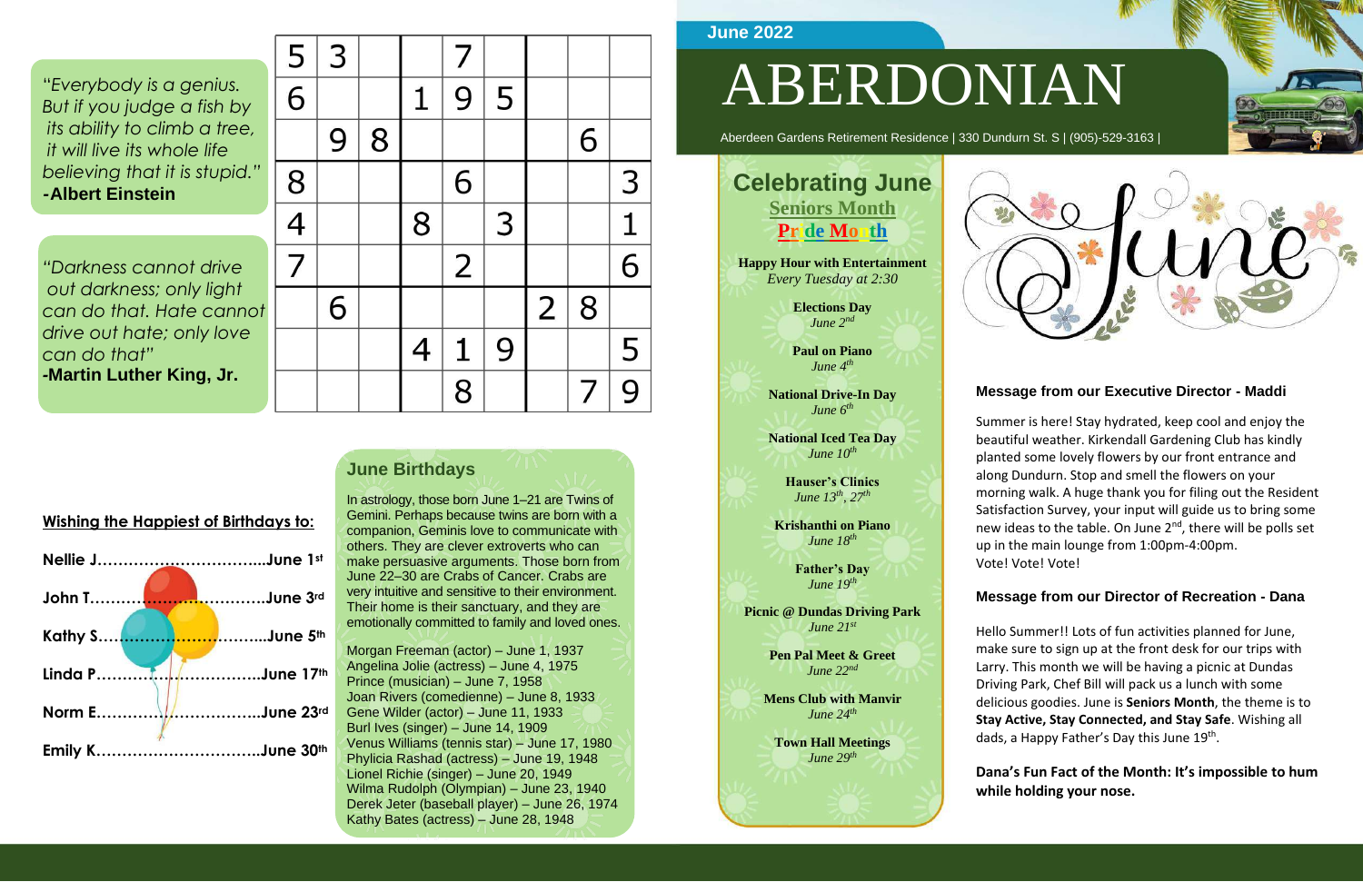*"Everybody is a genius. But if you judge a fish by its ability to climb a tree, it will live its whole life believing that it is stupid."*
**-Albert Einstein**

*"Darkness cannot drive out darkness; only light can do that. Hate cannot drive out hate; only love can do that"*
**-Martin Luther King, Jr.**

| 5 | 3 | | | 7 | | | | |
|---|---|---|---|---|---|---|---|---|
| 6 | | | 1 | 9 | 5 | | | |
| | 9 | 8 | | | | | 6 | |
| 8 | | | | 6 | | | | 3 |
| 4 | | | 8 | | 3 | | | 1 |
| 7 | | | | 2 | | | | 6 |
| | 6 | | | | | 2 | 8 | |
| | | | 4 | 1 | 9 | | | 5 |
| | | | | 8 | | | 7 | 9 |

**Wishing the Happiest of Birthdays to:**

Nellie J……………………………...June 1st
John T………………………………June 3rd
Kathy S……………………………...June 5th
Linda P……………………………..June 17th
Norm E……………………………..June 23rd
Emily K……………………………..June 30th

## June Birthdays

In astrology, those born June 1–21 are Twins of Gemini. Perhaps because twins are born with a companion, Geminis love to communicate with others. They are clever extroverts who can make persuasive arguments. Those born from June 22–30 are Crabs of Cancer. Crabs are very intuitive and sensitive to their environment. Their home is their sanctuary, and they are emotionally committed to family and loved ones.

Morgan Freeman (actor) – June 1, 1937
Angelina Jolie (actress) – June 4, 1975
Prince (musician) – June 7, 1958
Joan Rivers (comedienne) – June 8, 1933
Gene Wilder (actor) – June 11, 1933
Burl Ives (singer) – June 14, 1909
Venus Williams (tennis star) – June 17, 1980
Phylicia Rashad (actress) – June 19, 1948
Lionel Richie (singer) – June 20, 1949
Wilma Rudolph (Olympian) – June 23, 1940
Derek Jeter (baseball player) – June 26, 1974
Kathy Bates (actress) – June 28, 1948

June 2022

# ABERDONIAN

Aberdeen Gardens Retirement Residence | 330 Dundurn St. S | (905)-529-3163 |

## Celebrating June

**Seniors Month**
**Pride Month**

**Happy Hour with Entertainment**
*Every Tuesday at 2:30*

**Elections Day**
*June 2nd*

**Paul on Piano**
*June 4th*

**National Drive-In Day**
*June 6th*

**National Iced Tea Day**
*June 10th*

**Hauser's Clinics**
*June 13th, 27th*

**Krishanthi on Piano**
*June 18th*

**Father's Day**
*June 19th*

**Picnic @ Dundas Driving Park**
*June 21st*

**Pen Pal Meet & Greet**
*June 22nd*

**Mens Club with Manvir**
*June 24th*

**Town Hall Meetings**
*June 29th*

June

### Message from our Executive Director - Maddi

Summer is here! Stay hydrated, keep cool and enjoy the beautiful weather. Kirkendall Gardening Club has kindly planted some lovely flowers by our front entrance and along Dundurn. Stop and smell the flowers on your morning walk. A huge thank you for filing out the Resident Satisfaction Survey, your input will guide us to bring some new ideas to the table. On June 2nd, there will be polls set up in the main lounge from 1:00pm-4:00pm. Vote! Vote! Vote!

### Message from our Director of Recreation - Dana

Hello Summer!! Lots of fun activities planned for June, make sure to sign up at the front desk for our trips with Larry. This month we will be having a picnic at Dundas Driving Park, Chef Bill will pack us a lunch with some delicious goodies. June is **Seniors Month**, the theme is to **Stay Active, Stay Connected, and Stay Safe**. Wishing all dads, a Happy Father's Day this June 19th.

**Dana's Fun Fact of the Month: It's impossible to hum while holding your nose.**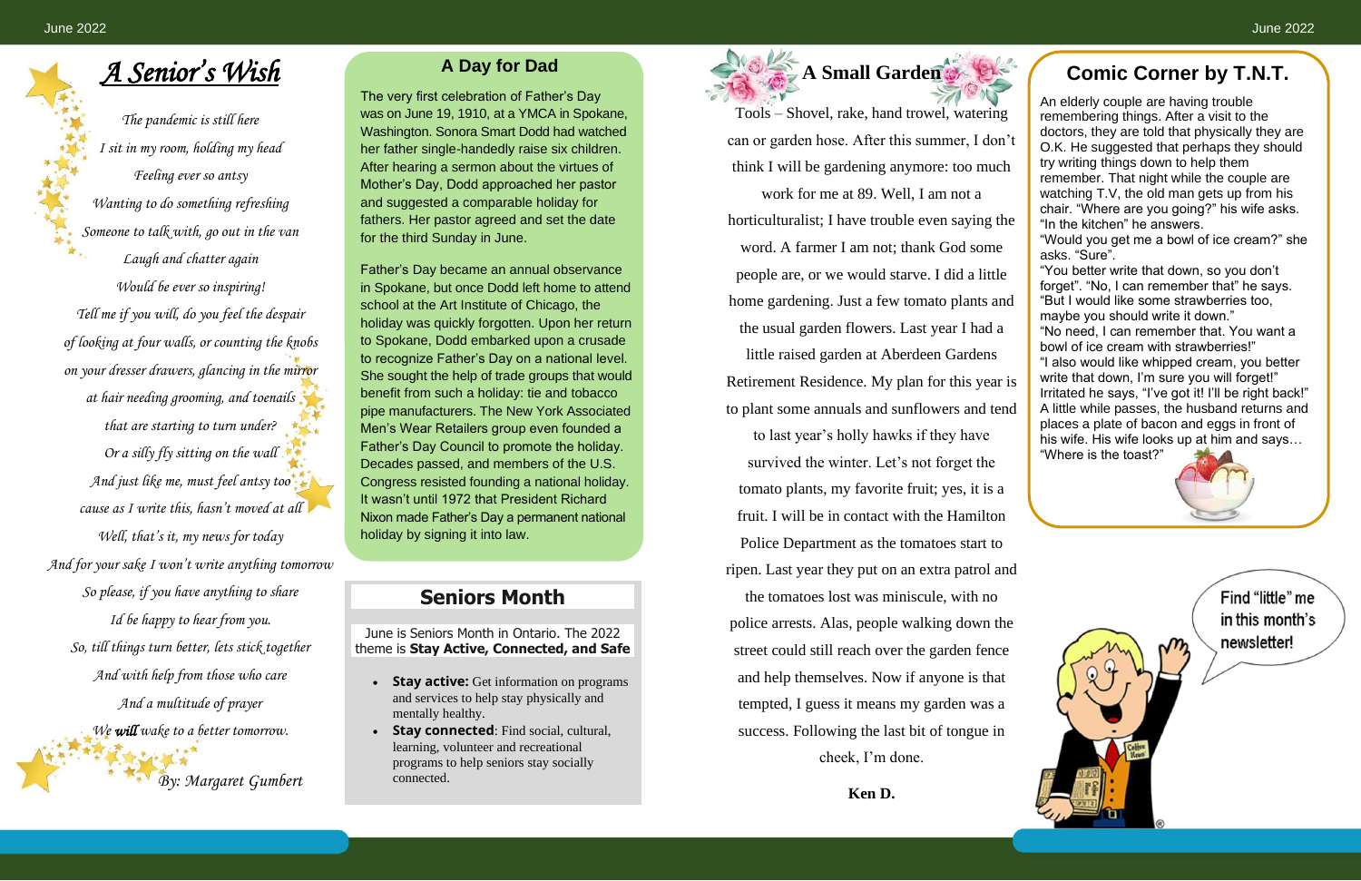# *A Senior's Wish*

*The pandemic is still here*
*I sit in my room, holding my head*
*Feeling ever so antsy*
*Wanting to do something refreshing*
*Someone to talk with, go out in the van*
*Laugh and chatter again*
*Would be ever so inspiring!*
*Tell me if you will, do you feel the despair*
*of looking at four walls, or counting the knobs*
*on your dresser drawers, glancing in the mirror*
*at hair needing grooming, and toenails*
*that are starting to turn under?*
*Or a silly fly sitting on the wall*
*And just like me, must feel antsy too*
*cause as I write this, hasn't moved at all*
*Well, that's it, my news for today*
*And for your sake I won't write anything tomorrow*
*So please, if you have anything to share*
*I'd be happy to hear from you.*
*So, till things turn better, lets stick together*
*And with help from those who care*
*And a multitude of prayer*
*We **will** wake to a better tomorrow.*

*By: Margaret Gumbert*

## A Day for Dad

The very first celebration of Father's Day was on June 19, 1910, at a YMCA in Spokane, Washington. Sonora Smart Dodd had watched her father single-handedly raise six children. After hearing a sermon about the virtues of Mother's Day, Dodd approached her pastor and suggested a comparable holiday for fathers. Her pastor agreed and set the date for the third Sunday in June.

Father's Day became an annual observance in Spokane, but once Dodd left home to attend school at the Art Institute of Chicago, the holiday was quickly forgotten. Upon her return to Spokane, Dodd embarked upon a crusade to recognize Father's Day on a national level. She sought the help of trade groups that would benefit from such a holiday: tie and tobacco pipe manufacturers. The New York Associated Men's Wear Retailers group even founded a Father's Day Council to promote the holiday. Decades passed, and members of the U.S. Congress resisted founding a national holiday. It wasn't until 1972 that President Richard Nixon made Father's Day a permanent national holiday by signing it into law.

## Seniors Month

June is Seniors Month in Ontario. The 2022 theme is **Stay Active, Connected, and Safe**

- **Stay active:** Get information on programs and services to help stay physically and mentally healthy.
- **Stay connected**: Find social, cultural, learning, volunteer and recreational programs to help seniors stay socially connected.

## A Small Garden

Tools – Shovel, rake, hand trowel, watering can or garden hose. After this summer, I don't think I will be gardening anymore: too much work for me at 89. Well, I am not a horticulturalist; I have trouble even saying the word. A farmer I am not; thank God some people are, or we would starve. I did a little home gardening. Just a few tomato plants and the usual garden flowers. Last year I had a little raised garden at Aberdeen Gardens Retirement Residence. My plan for this year is to plant some annuals and sunflowers and tend to last year's holly hawks if they have survived the winter. Let's not forget the tomato plants, my favorite fruit; yes, it is a fruit. I will be in contact with the Hamilton Police Department as the tomatoes start to ripen. Last year they put on an extra patrol and the tomatoes lost was miniscule, with no police arrests. Alas, people walking down the street could still reach over the garden fence and help themselves. Now if anyone is that tempted, I guess it means my garden was a success. Following the last bit of tongue in cheek, I'm done.

**Ken D.**

## Comic Corner by T.N.T.

An elderly couple are having trouble remembering things. After a visit to the doctors, they are told that physically they are O.K. He suggested that perhaps they should try writing things down to help them remember. That night while the couple are watching T.V, the old man gets up from his chair. "Where are you going?" his wife asks. "In the kitchen" he answers.

"Would you get me a bowl of ice cream?" she asks. "Sure".

"You better write that down, so you don't forget". "No, I can remember that" he says. "But I would like some strawberries too, maybe you should write it down."

"No need, I can remember that. You want a bowl of ice cream with strawberries!"

"I also would like whipped cream, you better write that down, I'm sure you will forget!"

Irritated he says, "I've got it! I'll be right back!" A little while passes, the husband returns and places a plate of bacon and eggs in front of his wife. His wife looks up at him and says… "Where is the toast?"

Find "little" me in this month's newsletter!